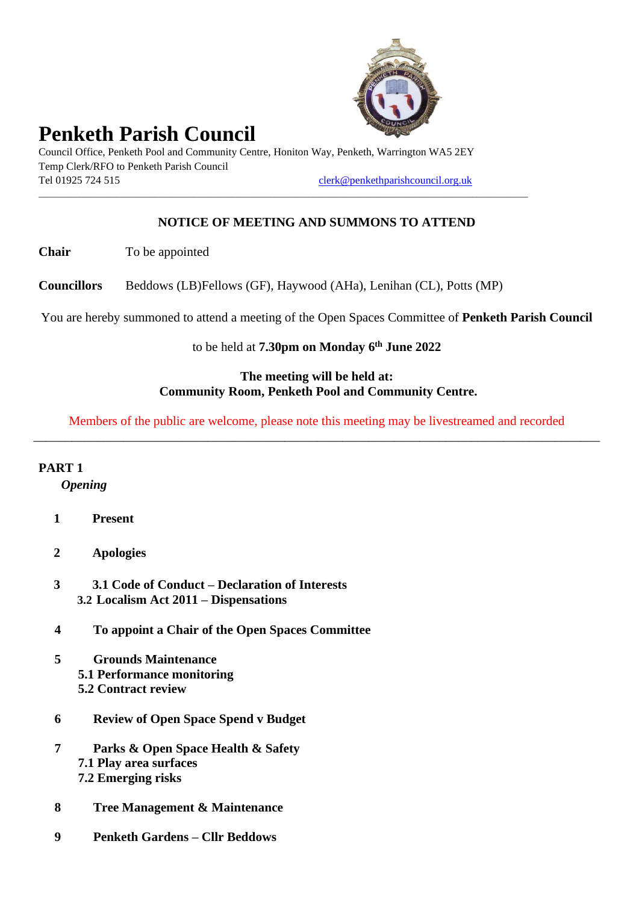# Penketh Parish Council

Council Office, Penketh Pool and Community Centre, Honiton Way, Penketh, Warrington WA5 2EY
Temp Clerk/RFO to Penketh Parish Council
Tel 01925 724 515 clerk@penkethparishcouncil.org.uk

---

**NOTICE OF MEETING AND SUMMONS TO ATTEND**

**Chair** To be appointed

**Councillors** Beddows (LB)Fellows (GF), Haywood (AHa), Lenihan (CL), Potts (MP)

You are hereby summoned to attend a meeting of the Open Spaces Committee of **Penketh Parish Council**

to be held at **7.30pm on Monday 6th June 2022**

**The meeting will be held at:**
**Community Room, Penketh Pool and Community Centre.**

Members of the public are welcome, please note this meeting may be livestreamed and recorded

---

**PART 1**

***Opening***

**1 Present**

**2 Apologies**

**3 3.1 Code of Conduct – Declaration of Interests**
**3.2 Localism Act 2011 – Dispensations**

**4 To appoint a Chair of the Open Spaces Committee**

**5 Grounds Maintenance**
**5.1 Performance monitoring**
**5.2 Contract review**

**6 Review of Open Space Spend v Budget**

**7 Parks & Open Space Health & Safety**
**7.1 Play area surfaces**
**7.2 Emerging risks**

**8 Tree Management & Maintenance**

**9 Penketh Gardens – Cllr Beddows**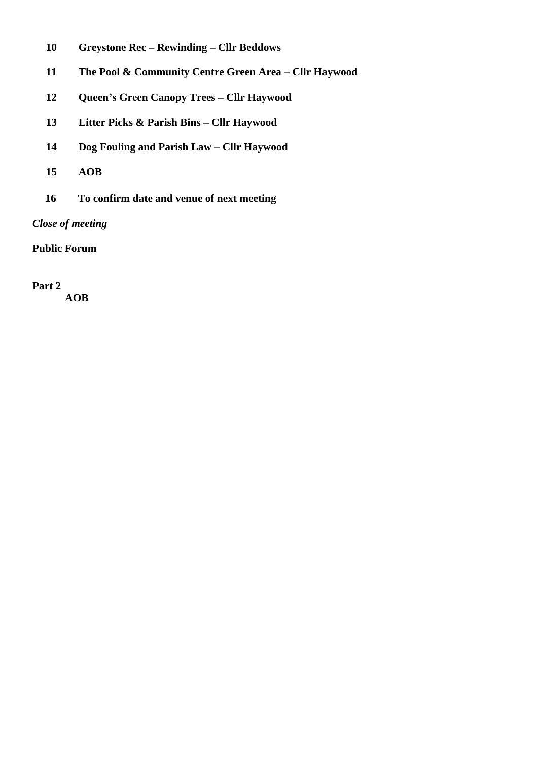**10 Greystone Rec – Rewinding – Cllr Beddows**

**11 The Pool & Community Centre Green Area – Cllr Haywood**

**12 Queen's Green Canopy Trees – Cllr Haywood**

**13 Litter Picks & Parish Bins – Cllr Haywood**

**14 Dog Fouling and Parish Law – Cllr Haywood**

**15 AOB**

**16 To confirm date and venue of next meeting**

***Close of meeting***

**Public Forum**

**Part 2**

**AOB**